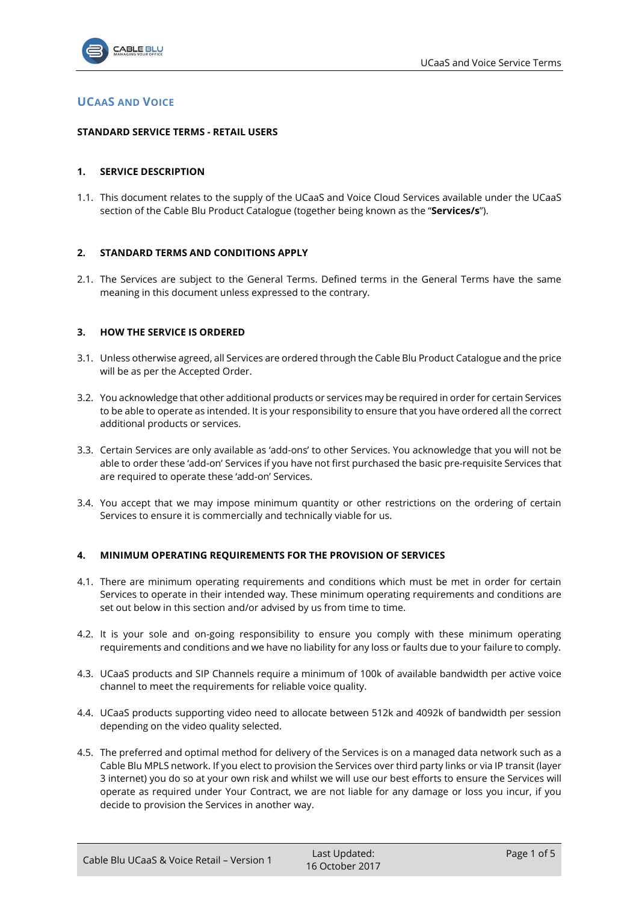# UCaaS and Voice

**STANDARD SERVICE TERMS - RETAIL USERS**

## 1. SERVICE DESCRIPTION

1.1. This document relates to the supply of the UCaaS and Voice Cloud Services available under the UCaaS section of the Cable Blu Product Catalogue (together being known as the "**Services/s**").

## 2. STANDARD TERMS AND CONDITIONS APPLY

2.1. The Services are subject to the General Terms. Defined terms in the General Terms have the same meaning in this document unless expressed to the contrary.

## 3. HOW THE SERVICE IS ORDERED

3.1. Unless otherwise agreed, all Services are ordered through the Cable Blu Product Catalogue and the price will be as per the Accepted Order.

3.2. You acknowledge that other additional products or services may be required in order for certain Services to be able to operate as intended. It is your responsibility to ensure that you have ordered all the correct additional products or services.

3.3. Certain Services are only available as 'add-ons' to other Services. You acknowledge that you will not be able to order these 'add-on' Services if you have not first purchased the basic pre-requisite Services that are required to operate these 'add-on' Services.

3.4. You accept that we may impose minimum quantity or other restrictions on the ordering of certain Services to ensure it is commercially and technically viable for us.

## 4. MINIMUM OPERATING REQUIREMENTS FOR THE PROVISION OF SERVICES

4.1. There are minimum operating requirements and conditions which must be met in order for certain Services to operate in their intended way. These minimum operating requirements and conditions are set out below in this section and/or advised by us from time to time.

4.2. It is your sole and on-going responsibility to ensure you comply with these minimum operating requirements and conditions and we have no liability for any loss or faults due to your failure to comply.

4.3. UCaaS products and SIP Channels require a minimum of 100k of available bandwidth per active voice channel to meet the requirements for reliable voice quality.

4.4. UCaaS products supporting video need to allocate between 512k and 4092k of bandwidth per session depending on the video quality selected.

4.5. The preferred and optimal method for delivery of the Services is on a managed data network such as a Cable Blu MPLS network. If you elect to provision the Services over third party links or via IP transit (layer 3 internet) you do so at your own risk and whilst we will use our best efforts to ensure the Services will operate as required under Your Contract, we are not liable for any damage or loss you incur, if you decide to provision the Services in another way.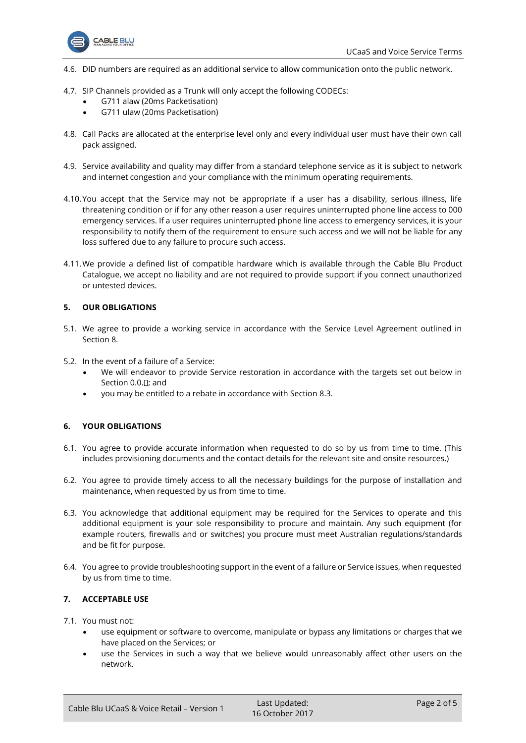4.6. DID numbers are required as an additional service to allow communication onto the public network.

4.7. SIP Channels provided as a Trunk will only accept the following CODECs:

- G711 alaw (20ms Packetisation)
- G711 ulaw (20ms Packetisation)

4.8. Call Packs are allocated at the enterprise level only and every individual user must have their own call pack assigned.

4.9. Service availability and quality may differ from a standard telephone service as it is subject to network and internet congestion and your compliance with the minimum operating requirements.

4.10. You accept that the Service may not be appropriate if a user has a disability, serious illness, life threatening condition or if for any other reason a user requires uninterrupted phone line access to 000 emergency services. If a user requires uninterrupted phone line access to emergency services, it is your responsibility to notify them of the requirement to ensure such access and we will not be liable for any loss suffered due to any failure to procure such access.

4.11. We provide a defined list of compatible hardware which is available through the Cable Blu Product Catalogue, we accept no liability and are not required to provide support if you connect unauthorized or untested devices.

## 5. OUR OBLIGATIONS

5.1. We agree to provide a working service in accordance with the Service Level Agreement outlined in Section 8.

5.2. In the event of a failure of a Service:

- We will endeavor to provide Service restoration in accordance with the targets set out below in Section 0.0.; and
- you may be entitled to a rebate in accordance with Section 8.3.

## 6. YOUR OBLIGATIONS

6.1. You agree to provide accurate information when requested to do so by us from time to time. (This includes provisioning documents and the contact details for the relevant site and onsite resources.)

6.2. You agree to provide timely access to all the necessary buildings for the purpose of installation and maintenance, when requested by us from time to time.

6.3. You acknowledge that additional equipment may be required for the Services to operate and this additional equipment is your sole responsibility to procure and maintain. Any such equipment (for example routers, firewalls and or switches) you procure must meet Australian regulations/standards and be fit for purpose.

6.4. You agree to provide troubleshooting support in the event of a failure or Service issues, when requested by us from time to time.

## 7. ACCEPTABLE USE

7.1. You must not:

- use equipment or software to overcome, manipulate or bypass any limitations or charges that we have placed on the Services; or
- use the Services in such a way that we believe would unreasonably affect other users on the network.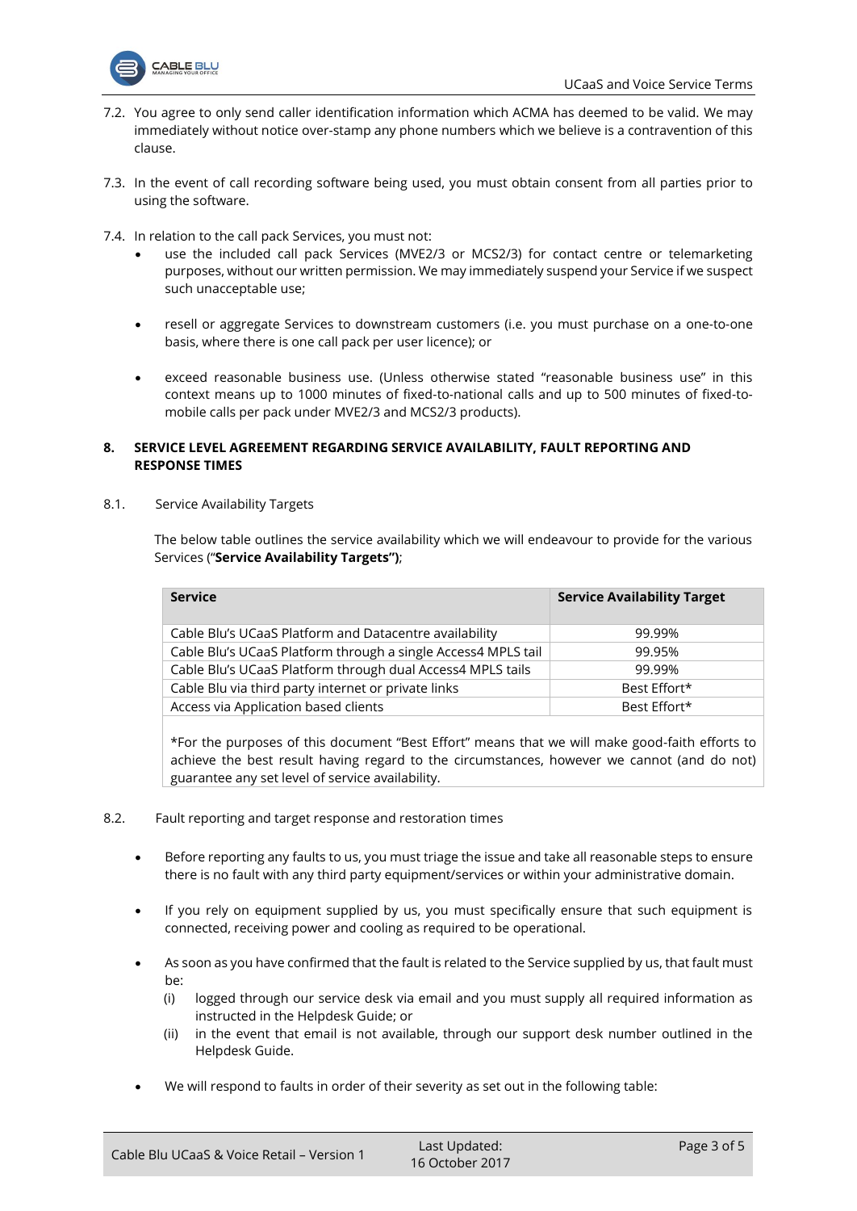7.2. You agree to only send caller identification information which ACMA has deemed to be valid. We may immediately without notice over-stamp any phone numbers which we believe is a contravention of this clause.

7.3. In the event of call recording software being used, you must obtain consent from all parties prior to using the software.

7.4. In relation to the call pack Services, you must not:

- use the included call pack Services (MVE2/3 or MCS2/3) for contact centre or telemarketing purposes, without our written permission. We may immediately suspend your Service if we suspect such unacceptable use;
- resell or aggregate Services to downstream customers (i.e. you must purchase on a one-to-one basis, where there is one call pack per user licence); or
- exceed reasonable business use. (Unless otherwise stated "reasonable business use" in this context means up to 1000 minutes of fixed-to-national calls and up to 500 minutes of fixed-to-mobile calls per pack under MVE2/3 and MCS2/3 products).

## 8. SERVICE LEVEL AGREEMENT REGARDING SERVICE AVAILABILITY, FAULT REPORTING AND RESPONSE TIMES

8.1. Service Availability Targets

The below table outlines the service availability which we will endeavour to provide for the various Services ("**Service Availability Targets")**;

| Service | Service Availability Target |
|---|---|
| Cable Blu's UCaaS Platform and Datacentre availability | 99.99% |
| Cable Blu's UCaaS Platform through a single Access4 MPLS tail | 99.95% |
| Cable Blu's UCaaS Platform through dual Access4 MPLS tails | 99.99% |
| Cable Blu via third party internet or private links | Best Effort* |
| Access via Application based clients | Best Effort* |

*For the purposes of this document "Best Effort" means that we will make good-faith efforts to achieve the best result having regard to the circumstances, however we cannot (and do not) guarantee any set level of service availability.

8.2. Fault reporting and target response and restoration times

- Before reporting any faults to us, you must triage the issue and take all reasonable steps to ensure there is no fault with any third party equipment/services or within your administrative domain.
- If you rely on equipment supplied by us, you must specifically ensure that such equipment is connected, receiving power and cooling as required to be operational.
- As soon as you have confirmed that the fault is related to the Service supplied by us, that fault must be:
  (i) logged through our service desk via email and you must supply all required information as instructed in the Helpdesk Guide; or
  (ii) in the event that email is not available, through our support desk number outlined in the Helpdesk Guide.
- We will respond to faults in order of their severity as set out in the following table: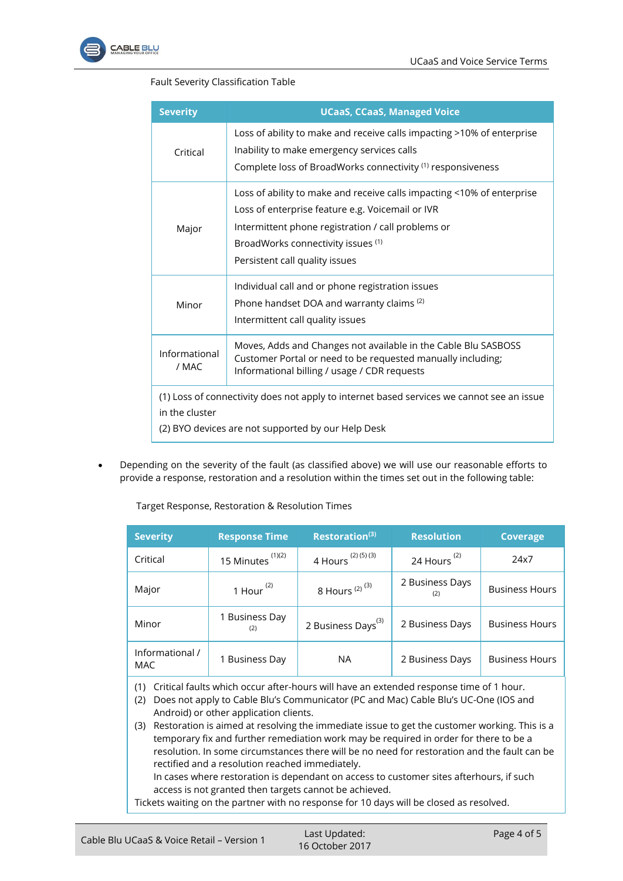Fault Severity Classification Table

| Severity | UCaaS, CCaaS, Managed Voice |
|---|---|
| Critical | Loss of ability to make and receive calls impacting >10% of enterprise<br>Inability to make emergency services calls<br>Complete loss of BroadWorks connectivity [1] responsiveness |
| Major | Loss of ability to make and receive calls impacting <10% of enterprise<br>Loss of enterprise feature e.g. Voicemail or IVR<br>Intermittent phone registration / call problems or<br>BroadWorks connectivity issues [1]<br>Persistent call quality issues |
| Minor | Individual call and or phone registration issues<br>Phone handset DOA and warranty claims [2]<br>Intermittent call quality issues |
| Informational / MAC | Moves, Adds and Changes not available in the Cable Blu SASBOSS Customer Portal or need to be requested manually including; Informational billing / usage / CDR requests |
| (1) Loss of connectivity does not apply to internet based services we cannot see an issue in the cluster<br>(2) BYO devices are not supported by our Help Desk | |

- Depending on the severity of the fault (as classified above) we will use our reasonable efforts to provide a response, restoration and a resolution within the times set out in the following table:

Target Response, Restoration & Resolution Times

| Severity | Response Time | Restoration[3] | Resolution | Coverage |
|---|---|---|---|---|
| Critical | 15 Minutes [1][2] | 4 Hours [2] [5] [3] | 24 Hours [2] | 24x7 |
| Major | 1 Hour [2] | 8 Hours [2] [3] | 2 Business Days [2] | Business Hours |
| Minor | 1 Business Day [2] | 2 Business Days[3] | 2 Business Days | Business Hours |
| Informational / MAC | 1 Business Day | NA | 2 Business Days | Business Hours |

(1) Critical faults which occur after-hours will have an extended response time of 1 hour.
(2) Does not apply to Cable Blu's Communicator (PC and Mac) Cable Blu's UC-One (IOS and Android) or other application clients.
(3) Restoration is aimed at resolving the immediate issue to get the customer working. This is a temporary fix and further remediation work may be required in order for there to be a resolution. In some circumstances there will be no need for restoration and the fault can be rectified and a resolution reached immediately.
In cases where restoration is dependant on access to customer sites afterhours, if such access is not granted then targets cannot be achieved.

Tickets waiting on the partner with no response for 10 days will be closed as resolved.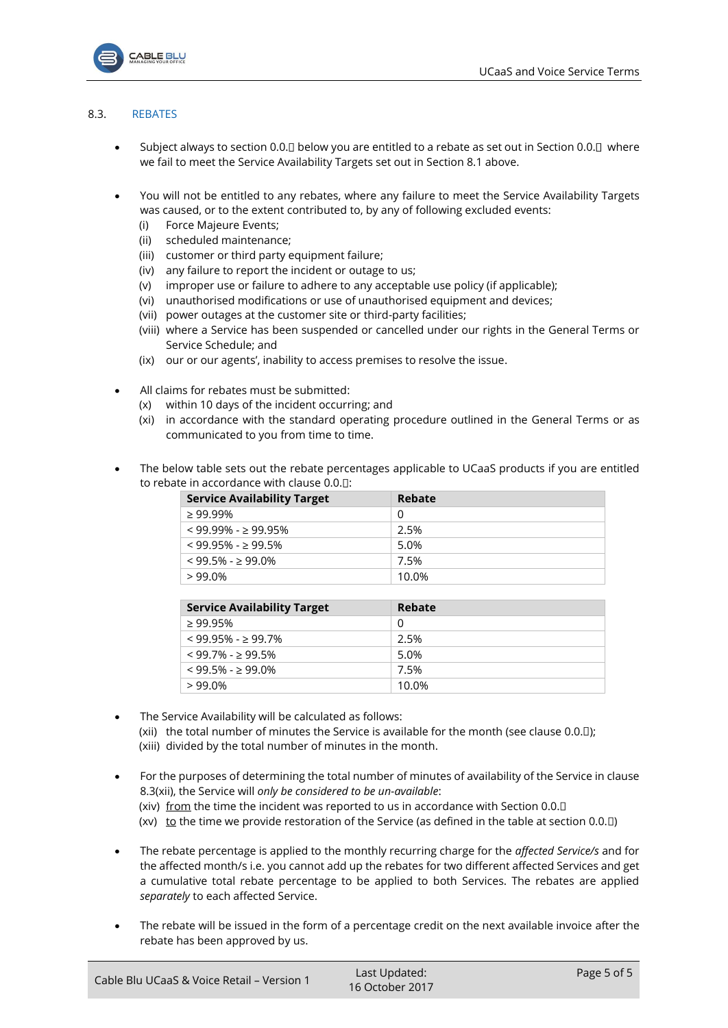### 8.3. REBATES

- Subject always to section 0.0. below you are entitled to a rebate as set out in Section 0.0. where we fail to meet the Service Availability Targets set out in Section 8.1 above.

- You will not be entitled to any rebates, where any failure to meet the Service Availability Targets was caused, or to the extent contributed to, by any of following excluded events:
  - (i) Force Majeure Events;
  - (ii) scheduled maintenance;
  - (iii) customer or third party equipment failure;
  - (iv) any failure to report the incident or outage to us;
  - (v) improper use or failure to adhere to any acceptable use policy (if applicable);
  - (vi) unauthorised modifications or use of unauthorised equipment and devices;
  - (vii) power outages at the customer site or third-party facilities;
  - (viii) where a Service has been suspended or cancelled under our rights in the General Terms or Service Schedule; and
  - (ix) our or our agents', inability to access premises to resolve the issue.

- All claims for rebates must be submitted:
  - (x) within 10 days of the incident occurring; and
  - (xi) in accordance with the standard operating procedure outlined in the General Terms or as communicated to you from time to time.

- The below table sets out the rebate percentages applicable to UCaaS products if you are entitled to rebate in accordance with clause 0.0.:

| Service Availability Target | Rebate |
|---|---|
| ≥ 99.99% | 0 |
| < 99.99% - ≥ 99.95% | 2.5% |
| < 99.95% - ≥ 99.5% | 5.0% |
| < 99.5% - ≥ 99.0% | 7.5% |
| > 99.0% | 10.0% |

| Service Availability Target | Rebate |
|---|---|
| ≥ 99.95% | 0 |
| < 99.95% - ≥ 99.7% | 2.5% |
| < 99.7% - ≥ 99.5% | 5.0% |
| < 99.5% - ≥ 99.0% | 7.5% |
| > 99.0% | 10.0% |

- The Service Availability will be calculated as follows:
  - (xii) the total number of minutes the Service is available for the month (see clause 0.0.);
  - (xiii) divided by the total number of minutes in the month.

- For the purposes of determining the total number of minutes of availability of the Service in clause 8.3(xii), the Service will *only be considered to be un-available*:
  - (xiv) from the time the incident was reported to us in accordance with Section 0.0.
  - (xv) to the time we provide restoration of the Service (as defined in the table at section 0.0.)

- The rebate percentage is applied to the monthly recurring charge for the *affected Service/s* and for the affected month/s i.e. you cannot add up the rebates for two different affected Services and get a cumulative total rebate percentage to be applied to both Services. The rebates are applied *separately* to each affected Service.

- The rebate will be issued in the form of a percentage credit on the next available invoice after the rebate has been approved by us.